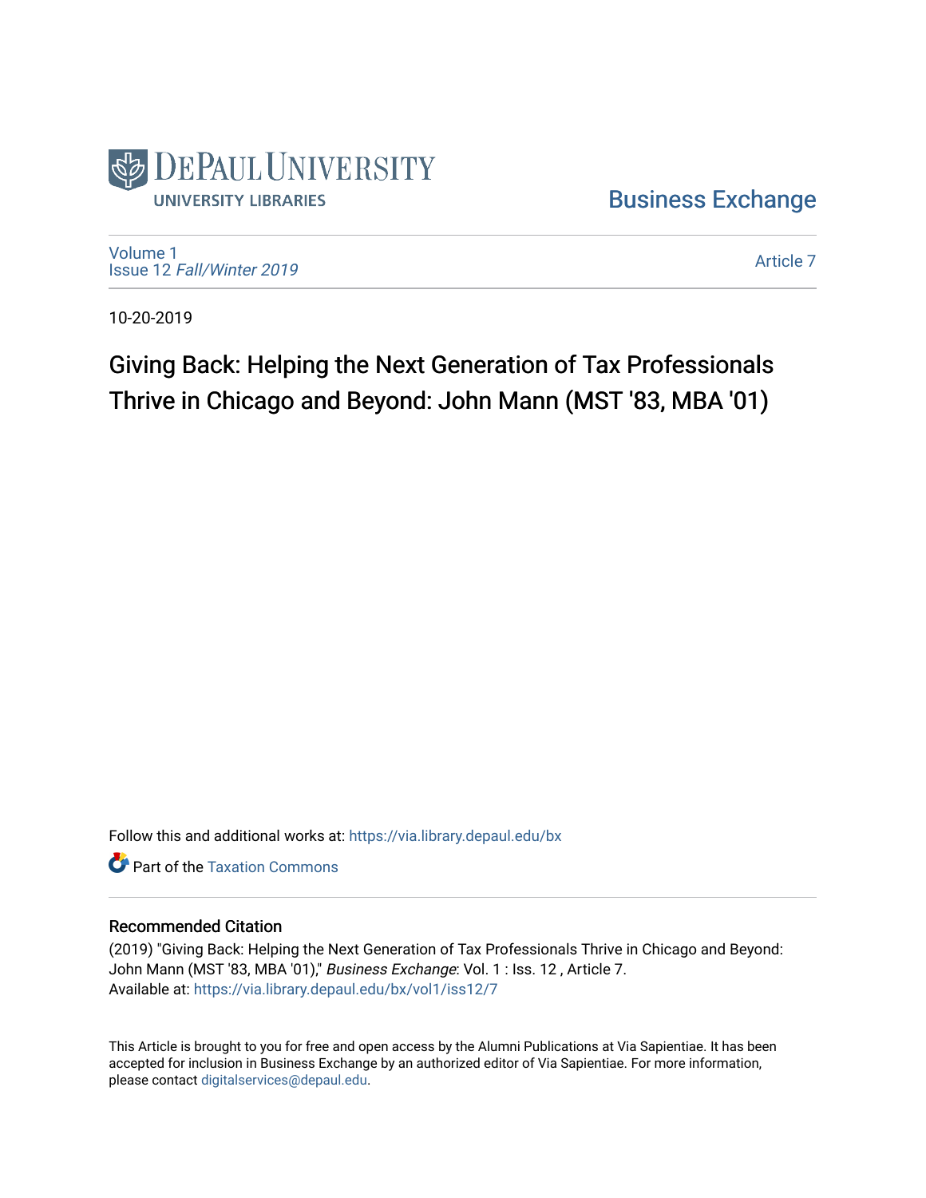DePaul University
University Libraries

Business Exchange

Volume 1
Issue 12 *Fall/Winter 2019*

Article 7

10-20-2019

# Giving Back: Helping the Next Generation of Tax Professionals Thrive in Chicago and Beyond: John Mann (MST '83, MBA '01)

Follow this and additional works at: https://via.library.depaul.edu/bx

Part of the Taxation Commons

## Recommended Citation

(2019) "Giving Back: Helping the Next Generation of Tax Professionals Thrive in Chicago and Beyond: John Mann (MST '83, MBA '01)," *Business Exchange*: Vol. 1 : Iss. 12 , Article 7.
Available at: https://via.library.depaul.edu/bx/vol1/iss12/7

This Article is brought to you for free and open access by the Alumni Publications at Via Sapientiae. It has been accepted for inclusion in Business Exchange by an authorized editor of Via Sapientiae. For more information, please contact digitalservices@depaul.edu.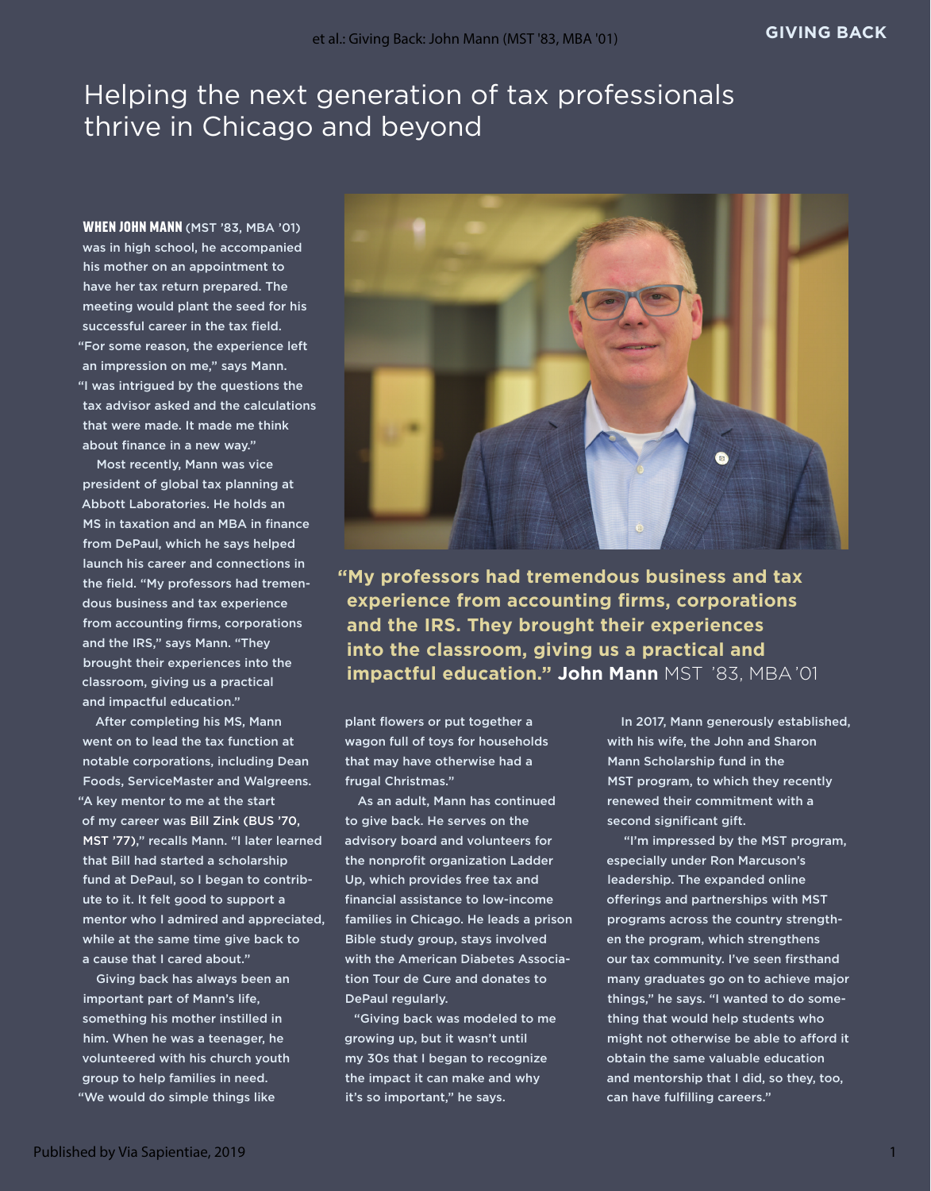# Helping the next generation of tax professionals thrive in Chicago and beyond

**WHEN JOHN MANN** (MST '83, MBA '01) was in high school, he accompanied his mother on an appointment to have her tax return prepared. The meeting would plant the seed for his successful career in the tax field. "For some reason, the experience left an impression on me," says Mann. "I was intrigued by the questions the tax advisor asked and the calculations that were made. It made me think about finance in a new way."

Most recently, Mann was vice president of global tax planning at Abbott Laboratories. He holds an MS in taxation and an MBA in finance from DePaul, which he says helped launch his career and connections in the field. "My professors had tremendous business and tax experience from accounting firms, corporations and the IRS," says Mann. "They brought their experiences into the classroom, giving us a practical and impactful education."

After completing his MS, Mann went on to lead the tax function at notable corporations, including Dean Foods, ServiceMaster and Walgreens. "A key mentor to me at the start of my career was Bill Zink (BUS '70, MST '77)," recalls Mann. "I later learned that Bill had started a scholarship fund at DePaul, so I began to contribute to it. It felt good to support a mentor who I admired and appreciated, while at the same time give back to a cause that I cared about."

Giving back has always been an important part of Mann's life, something his mother instilled in him. When he was a teenager, he volunteered with his church youth group to help families in need. "We would do simple things like plant flowers or put together a wagon full of toys for households that may have otherwise had a frugal Christmas."

**"My professors had tremendous business and tax experience from accounting firms, corporations and the IRS. They brought their experiences into the classroom, giving us a practical and impactful education." John Mann** MST '83, MBA '01

As an adult, Mann has continued to give back. He serves on the advisory board and volunteers for the nonprofit organization Ladder Up, which provides free tax and financial assistance to low-income families in Chicago. He leads a prison Bible study group, stays involved with the American Diabetes Association Tour de Cure and donates to DePaul regularly.

"Giving back was modeled to me growing up, but it wasn't until my 30s that I began to recognize the impact it can make and why it's so important," he says.

In 2017, Mann generously established, with his wife, the John and Sharon Mann Scholarship fund in the MST program, to which they recently renewed their commitment with a second significant gift.

"I'm impressed by the MST program, especially under Ron Marcuson's leadership. The expanded online offerings and partnerships with MST programs across the country strengthen the program, which strengthens our tax community. I've seen firsthand many graduates go on to achieve major things," he says. "I wanted to do something that would help students who might not otherwise be able to afford it obtain the same valuable education and mentorship that I did, so they, too, can have fulfilling careers."